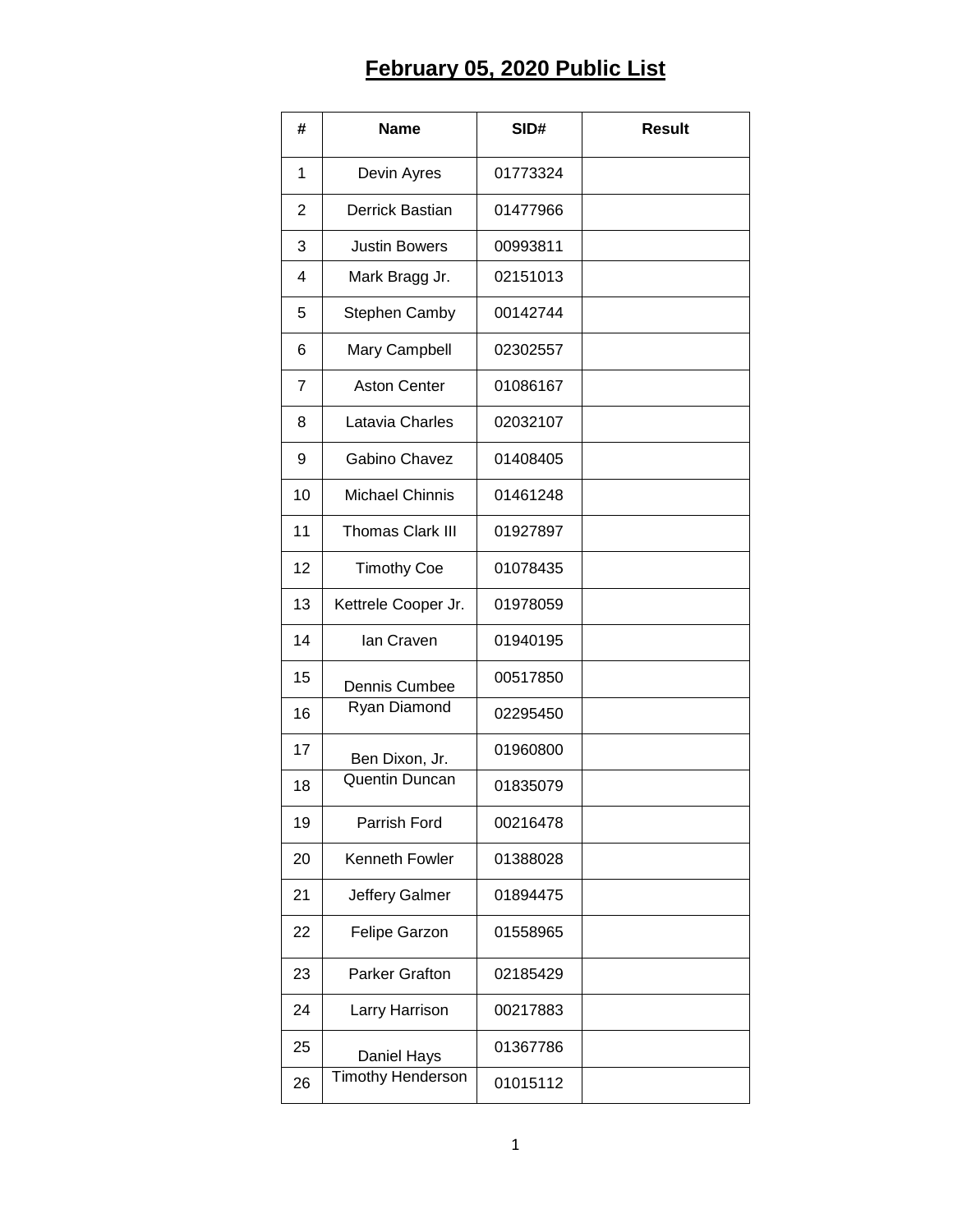# February 05, 2020 Public List

| # | Name | SID# | Result |
|---|---|---|---|
| 1 | Devin Ayres | 01773324 | |
| 2 | Derrick Bastian | 01477966 | |
| 3 | Justin Bowers | 00993811 | |
| 4 | Mark Bragg Jr. | 02151013 | |
| 5 | Stephen Camby | 00142744 | |
| 6 | Mary Campbell | 02302557 | |
| 7 | Aston Center | 01086167 | |
| 8 | Latavia Charles | 02032107 | |
| 9 | Gabino Chavez | 01408405 | |
| 10 | Michael Chinnis | 01461248 | |
| 11 | Thomas Clark III | 01927897 | |
| 12 | Timothy Coe | 01078435 | |
| 13 | Kettrele Cooper Jr. | 01978059 | |
| 14 | Ian Craven | 01940195 | |
| 15 | Dennis Cumbee | 00517850 | |
| 16 | Ryan Diamond | 02295450 | |
| 17 | Ben Dixon, Jr. | 01960800 | |
| 18 | Quentin Duncan | 01835079 | |
| 19 | Parrish Ford | 00216478 | |
| 20 | Kenneth Fowler | 01388028 | |
| 21 | Jeffery Galmer | 01894475 | |
| 22 | Felipe Garzon | 01558965 | |
| 23 | Parker Grafton | 02185429 | |
| 24 | Larry Harrison | 00217883 | |
| 25 | Daniel Hays | 01367786 | |
| 26 | Timothy Henderson | 01015112 | |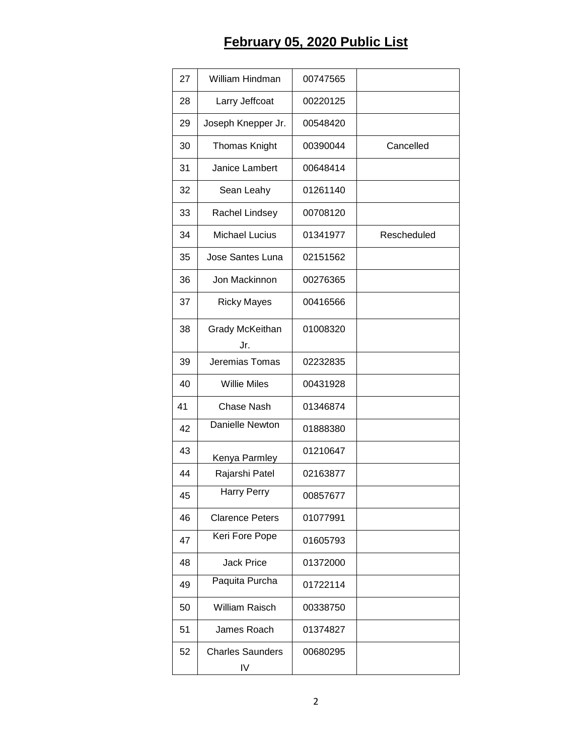## February 05, 2020 Public List

| | | | |
|---|---|---|---|
| 27 | William Hindman | 00747565 | |
| 28 | Larry Jeffcoat | 00220125 | |
| 29 | Joseph Knepper Jr. | 00548420 | |
| 30 | Thomas Knight | 00390044 | Cancelled |
| 31 | Janice Lambert | 00648414 | |
| 32 | Sean Leahy | 01261140 | |
| 33 | Rachel Lindsey | 00708120 | |
| 34 | Michael Lucius | 01341977 | Rescheduled |
| 35 | Jose Santes Luna | 02151562 | |
| 36 | Jon Mackinnon | 00276365 | |
| 37 | Ricky Mayes | 00416566 | |
| 38 | Grady McKeithan Jr. | 01008320 | |
| 39 | Jeremias Tomas | 02232835 | |
| 40 | Willie Miles | 00431928 | |
| 41 | Chase Nash | 01346874 | |
| 42 | Danielle Newton | 01888380 | |
| 43 | Kenya Parmley | 01210647 | |
| 44 | Rajarshi Patel | 02163877 | |
| 45 | Harry Perry | 00857677 | |
| 46 | Clarence Peters | 01077991 | |
| 47 | Keri Fore Pope | 01605793 | |
| 48 | Jack Price | 01372000 | |
| 49 | Paquita Purcha | 01722114 | |
| 50 | William Raisch | 00338750 | |
| 51 | James Roach | 01374827 | |
| 52 | Charles Saunders IV | 00680295 | |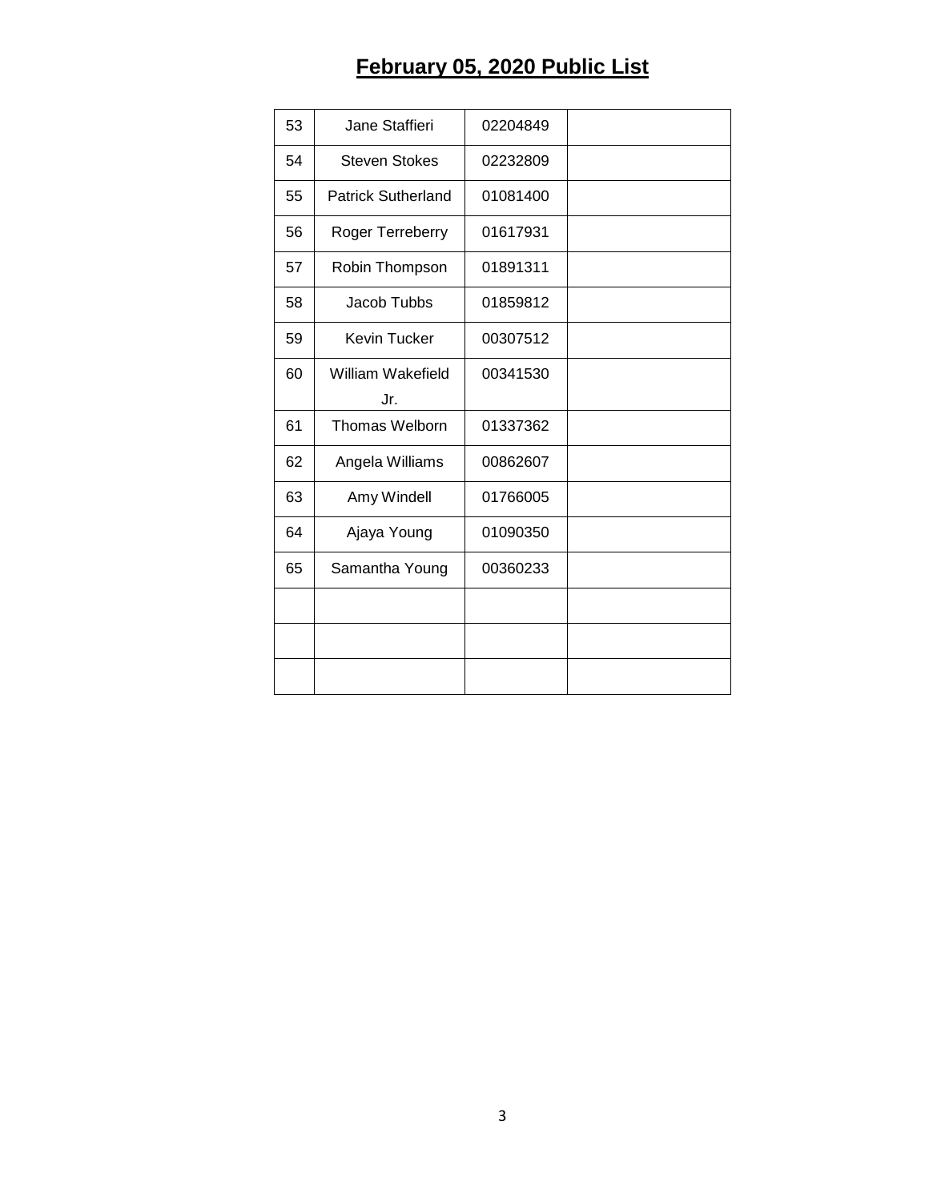# **February 05, 2020 Public List**

| | | | |
|---|---|---|---|
| 53 | Jane Staffieri | 02204849 | |
| 54 | Steven Stokes | 02232809 | |
| 55 | Patrick Sutherland | 01081400 | |
| 56 | Roger Terreberry | 01617931 | |
| 57 | Robin Thompson | 01891311 | |
| 58 | Jacob Tubbs | 01859812 | |
| 59 | Kevin Tucker | 00307512 | |
| 60 | William Wakefield Jr. | 00341530 | |
| 61 | Thomas Welborn | 01337362 | |
| 62 | Angela Williams | 00862607 | |
| 63 | Amy Windell | 01766005 | |
| 64 | Ajaya Young | 01090350 | |
| 65 | Samantha Young | 00360233 | |
| | | | |
| | | | |
| | | | |